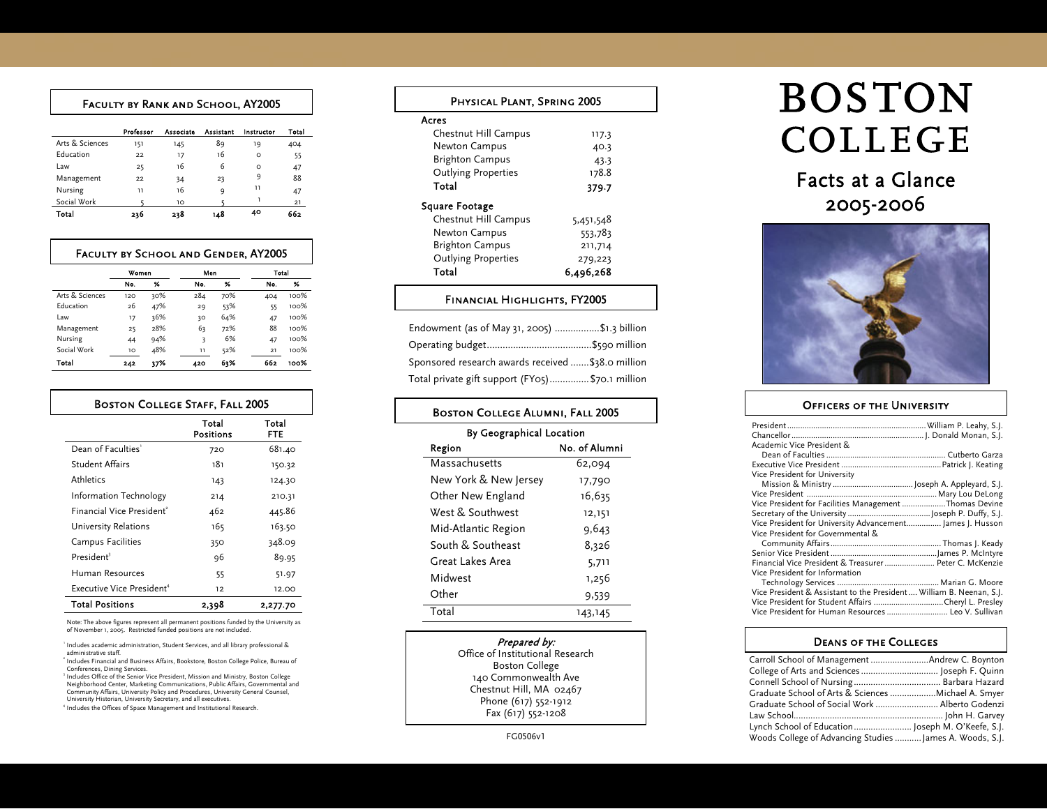# BOSTON COLLEGE

## Facts at a Glance 2005-2006

### Faculty by Rank and School, AY2005

| | Professor | Associate | Assistant | Instructor | Total |
|---|---|---|---|---|---|
| Arts & Sciences | 151 | 145 | 89 | 19 | 404 |
| Education | 22 | 17 | 16 | 0 | 55 |
| Law | 25 | 16 | 6 | 0 | 47 |
| Management | 22 | 34 | 23 | 9 | 88 |
| Nursing | 11 | 16 | 9 | 11 | 47 |
| Social Work | 5 | 10 | 5 | 1 | 21 |
| **Total** | **236** | **238** | **148** | **40** | **662** |

### Faculty by School and Gender, AY2005

| | Women | | Men | | Total | |
|---|---|---|---|---|---|---|
| | No. | % | No. | % | No. | % |
| Arts & Sciences | 120 | 30% | 284 | 70% | 404 | 100% |
| Education | 26 | 47% | 29 | 53% | 55 | 100% |
| Law | 17 | 36% | 30 | 64% | 47 | 100% |
| Management | 25 | 28% | 63 | 72% | 88 | 100% |
| Nursing | 44 | 94% | 3 | 6% | 47 | 100% |
| Social Work | 10 | 48% | 11 | 52% | 21 | 100% |
| **Total** | **242** | **37%** | **420** | **63%** | **662** | **100%** |

### Boston College Staff, Fall 2005

| | Total Positions | Total FTE |
|---|---|---|
| Dean of Faculties[1] | 720 | 681.40 |
| Student Affairs | 181 | 150.32 |
| Athletics | 143 | 124.30 |
| Information Technology | 214 | 210.31 |
| Financial Vice President[2] | 462 | 445.86 |
| University Relations | 165 | 163.50 |
| Campus Facilities | 350 | 348.09 |
| President[3] | 96 | 89.95 |
| Human Resources | 55 | 51.97 |
| Executive Vice President[4] | 12 | 12.00 |
| **Total Positions** | **2,398** | **2,277.70** |

Note: The above figures represent all permanent positions funded by the University as of November 1, 2005. Restricted funded positions are not included.

[1] Includes academic administration, Student Services, and all library professional & administrative staff.

[2] Includes Financial and Business Affairs, Bookstore, Boston College Police, Bureau of Conferences, Dining Services.

[3] Includes Office of the Senior Vice President, Mission and Ministry, Boston College Neighborhood Center, Marketing Communications, Public Affairs, Governmental and Community Affairs, University Policy and Procedures, University General Counsel, University Historian, University Secretary, and all executives.

[4] Includes the Offices of Space Management and Institutional Research.

### Physical Plant, Spring 2005

| | |
|---|---|
| **Acres** | |
| Chestnut Hill Campus | 117.3 |
| Newton Campus | 40.3 |
| Brighton Campus | 43.3 |
| Outlying Properties | 178.8 |
| **Total** | **379.7** |
| **Square Footage** | |
| Chestnut Hill Campus | 5,451,548 |
| Newton Campus | 553,783 |
| Brighton Campus | 211,714 |
| Outlying Properties | 279,223 |
| **Total** | **6,496,268** |

### Financial Highlights, FY2005

- Endowment (as of May 31, 2005) .................$1.3 billion
- Operating budget........................................$590 million
- Sponsored research awards received .......$38.0 million
- Total private gift support (FY05)...............$70.1 million

### Boston College Alumni, Fall 2005

By Geographical Location

| Region | No. of Alumni |
|---|---|
| Massachusetts | 62,094 |
| New York & New Jersey | 17,790 |
| Other New England | 16,635 |
| West & Southwest | 12,151 |
| Mid-Atlantic Region | 9,643 |
| South & Southeast | 8,326 |
| Great Lakes Area | 5,711 |
| Midwest | 1,256 |
| Other | 9,539 |
| Total | 143,145 |

*Prepared by:*
Office of Institutional Research
Boston College
140 Commonwealth Ave
Chestnut Hill, MA 02467
Phone (617) 552-1912
Fax (617) 552-1208

FG0506v1

### Officers of the University

- President ................ William P. Leahy, S.J.
- Chancellor ................ J. Donald Monan, S.J.
- Academic Vice President & Dean of Faculties ................ Cutberto Garza
- Executive Vice President ................ Patrick J. Keating
- Vice President for University Mission & Ministry ................ Joseph A. Appleyard, S.J.
- Vice President ................ Mary Lou DeLong
- Vice President for Facilities Management ................ Thomas Devine
- Secretary of the University ................ Joseph P. Duffy, S.J.
- Vice President for University Advancement ................ James J. Husson
- Vice President for Governmental & Community Affairs ................ Thomas J. Keady
- Senior Vice President ................ James P. McIntyre
- Financial Vice President & Treasurer ................ Peter C. McKenzie
- Vice President for Information Technology Services ................ Marian G. Moore
- Vice President & Assistant to the President ................ William B. Neenan, S.J.
- Vice President for Student Affairs ................ Cheryl J. Presley
- Vice President for Human Resources ................ Leo V. Sullivan

### Deans of the Colleges

- Carroll School of Management ................ Andrew C. Boynton
- College of Arts and Sciences ................ Joseph F. Quinn
- Connell School of Nursing ................ Barbara Hazard
- Graduate School of Arts & Sciences ................ Michael A. Smyer
- Graduate School of Social Work ................ Alberto Godenzi
- Law School ................ John H. Garvey
- Lynch School of Education ................ Joseph M. O'Keefe, S.J.
- Woods College of Advancing Studies ................ James A. Woods, S.J.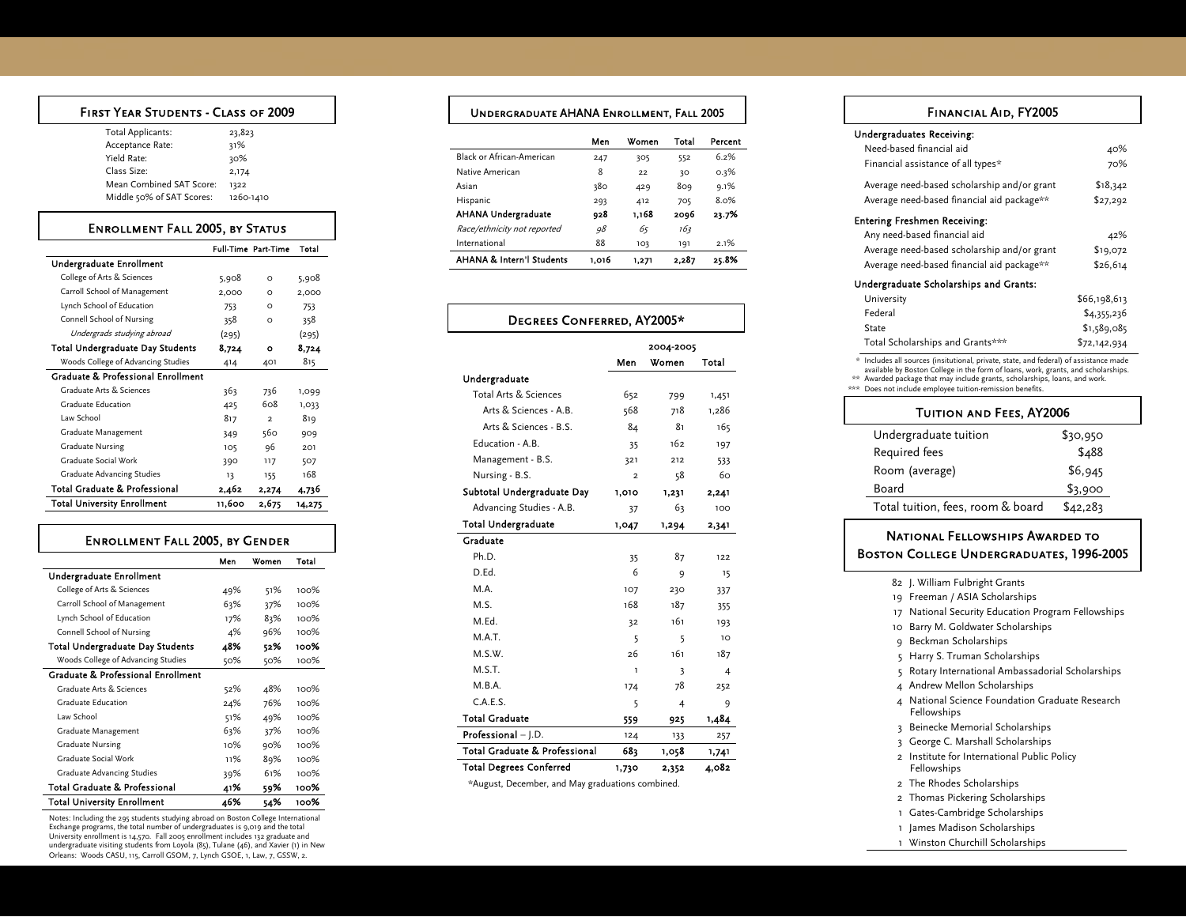## First Year Students - Class of 2009

| | |
|---|---|
| Total Applicants: | 23,823 |
| Acceptance Rate: | 31% |
| Yield Rate: | 30% |
| Class Size: | 2,174 |
| Mean Combined SAT Score: | 1322 |
| Middle 50% of SAT Scores: | 1260-1410 |

## Enrollment Fall 2005, by Status

| | Full-Time | Part-Time | Total |
|---|---|---|---|
| **Undergraduate Enrollment** | | | |
| College of Arts & Sciences | 5,908 | 0 | 5,908 |
| Carroll School of Management | 2,000 | 0 | 2,000 |
| Lynch School of Education | 753 | 0 | 753 |
| Connell School of Nursing | 358 | 0 | 358 |
| *Undergrads studying abroad* | (295) | | (295) |
| **Total Undergraduate Day Students** | **8,724** | **0** | **8,724** |
| Woods College of Advancing Studies | 414 | 401 | 815 |
| **Graduate & Professional Enrollment** | | | |
| Graduate Arts & Sciences | 363 | 736 | 1,099 |
| Graduate Education | 425 | 608 | 1,033 |
| Law School | 817 | 2 | 819 |
| Graduate Management | 349 | 560 | 909 |
| Graduate Nursing | 105 | 96 | 201 |
| Graduate Social Work | 390 | 117 | 507 |
| Graduate Advancing Studies | 13 | 155 | 168 |
| **Total Graduate & Professional** | **2,462** | **2,274** | **4,736** |
| **Total University Enrollment** | **11,600** | **2,675** | **14,275** |

## Enrollment Fall 2005, by Gender

| | Men | Women | Total |
|---|---|---|---|
| **Undergraduate Enrollment** | | | |
| College of Arts & Sciences | 49% | 51% | 100% |
| Carroll School of Management | 63% | 37% | 100% |
| Lynch School of Education | 17% | 83% | 100% |
| Connell School of Nursing | 4% | 96% | 100% |
| **Total Undergraduate Day Students** | **48%** | **52%** | **100%** |
| Woods College of Advancing Studies | 50% | 50% | 100% |
| **Graduate & Professional Enrollment** | | | |
| Graduate Arts & Sciences | 52% | 48% | 100% |
| Graduate Education | 24% | 76% | 100% |
| Law School | 51% | 49% | 100% |
| Graduate Management | 63% | 37% | 100% |
| Graduate Nursing | 10% | 90% | 100% |
| Graduate Social Work | 11% | 89% | 100% |
| Graduate Advancing Studies | 39% | 61% | 100% |
| **Total Graduate & Professional** | **41%** | **59%** | **100%** |
| **Total University Enrollment** | **46%** | **54%** | **100%** |

Notes: Including the 295 students studying abroad on Boston College International Exchange programs, the total number of undergraduates is 9,019 and the total University enrollment is 14,570. Fall 2005 enrollment includes 132 graduate and undergraduate visiting students from Loyola (85), Tulane (46), and Xavier (1) in New Orleans: Woods CASU, 115, Carroll GSOM, 7, Lynch GSOE, 1, Law, 7, GSSW, 2.

## Undergraduate AHANA Enrollment, Fall 2005

| | Men | Women | Total | Percent |
|---|---|---|---|---|
| Black or African-American | 247 | 305 | 552 | 6.2% |
| Native American | 8 | 22 | 30 | 0.3% |
| Asian | 380 | 429 | 809 | 9.1% |
| Hispanic | 293 | 412 | 705 | 8.0% |
| **AHANA Undergraduate** | **928** | **1,168** | **2096** | **23.7%** |
| *Race/ethnicity not reported* | *98* | *65* | *163* | |
| International | 88 | 103 | 191 | 2.1% |
| **AHANA & Intern'l Students** | **1,016** | **1,271** | **2,287** | **25.8%** |

## Degrees Conferred, AY2005*

| | 2004-2005 | | |
|---|---|---|---|
| | Men | Women | Total |
| **Undergraduate** | | | |
| Total Arts & Sciences | 652 | 799 | 1,451 |
| Arts & Sciences - A.B. | 568 | 718 | 1,286 |
| Arts & Sciences - B.S. | 84 | 81 | 165 |
| Education - A.B. | 35 | 162 | 197 |
| Management - B.S. | 321 | 212 | 533 |
| Nursing - B.S. | 2 | 58 | 60 |
| **Subtotal Undergraduate Day** | **1,010** | **1,231** | **2,241** |
| Advancing Studies - A.B. | 37 | 63 | 100 |
| **Total Undergraduate** | **1,047** | **1,294** | **2,341** |
| **Graduate** | | | |
| Ph.D. | 35 | 87 | 122 |
| D.Ed. | 6 | 9 | 15 |
| M.A. | 107 | 230 | 337 |
| M.S. | 168 | 187 | 355 |
| M.Ed. | 32 | 161 | 193 |
| M.A.T. | 5 | 5 | 10 |
| M.S.W. | 26 | 161 | 187 |
| M.S.T. | 1 | 3 | 4 |
| M.B.A. | 174 | 78 | 252 |
| C.A.E.S. | 5 | 4 | 9 |
| **Total Graduate** | **559** | **925** | **1,484** |
| **Professional** – J.D. | 124 | 133 | 257 |
| **Total Graduate & Professional** | **683** | **1,058** | **1,741** |
| **Total Degrees Conferred** | **1,730** | **2,352** | **4,082** |

*August, December, and May graduations combined.

## Financial Aid, FY2005

| | |
|---|---|
| **Undergraduates Receiving:** | |
| Need-based financial aid | 40% |
| Financial assistance of all types* | 70% |
| Average need-based scholarship and/or grant | $18,342 |
| Average need-based financial aid package** | $27,292 |
| **Entering Freshmen Receiving:** | |
| Any need-based financial aid | 42% |
| Average need-based scholarship and/or grant | $19,072 |
| Average need-based financial aid package** | $26,614 |
| **Undergraduate Scholarships and Grants:** | |
| University | $66,198,613 |
| Federal | $4,355,236 |
| State | $1,589,085 |
| Total Scholarships and Grants*** | $72,142,934 |

\* Includes all sources (insitutional, private, state, and federal) of assistance made available by Boston College in the form of loans, work, grants, and scholarships.
** Awarded package that may include grants, scholarships, loans, and work.
*** Does not include employee tuition-remission benefits.

## Tuition and Fees, AY2006

| | |
|---|---|
| Undergraduate tuition | $30,950 |
| Required fees | $488 |
| Room (average) | $6,945 |
| Board | $3,900 |
| Total tuition, fees, room & board | $42,283 |

## National Fellowships Awarded to Boston College Undergraduates, 1996-2005

- 82 J. William Fulbright Grants
- 19 Freeman / ASIA Scholarships
- 17 National Security Education Program Fellowships
- 10 Barry M. Goldwater Scholarships
- 9 Beckman Scholarships
- 5 Harry S. Truman Scholarships
- 5 Rotary International Ambassadorial Scholarships
- 4 Andrew Mellon Scholarships
- 4 National Science Foundation Graduate Research Fellowships
- 3 Beinecke Memorial Scholarships
- 3 George C. Marshall Scholarships
- 2 Institute for International Public Policy Fellowships
- 2 The Rhodes Scholarships
- 2 Thomas Pickering Scholarships
- 1 Gates-Cambridge Scholarships
- 1 James Madison Scholarships
- 1 Winston Churchill Scholarships